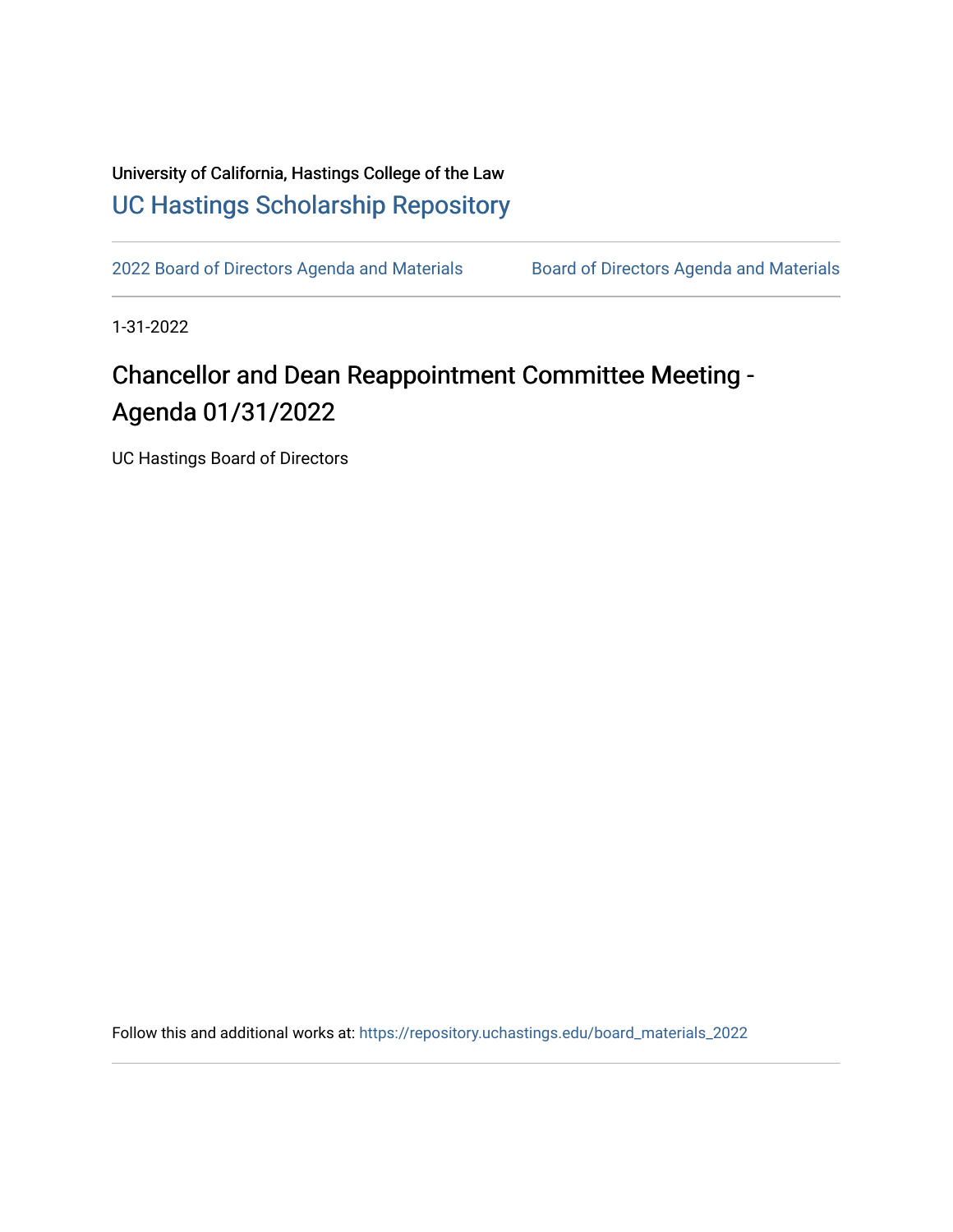University of California, Hastings College of the Law

UC Hastings Scholarship Repository

2022 Board of Directors Agenda and Materials | Board of Directors Agenda and Materials

1-31-2022

# Chancellor and Dean Reappointment Committee Meeting - Agenda 01/31/2022

UC Hastings Board of Directors

Follow this and additional works at: https://repository.uchastings.edu/board_materials_2022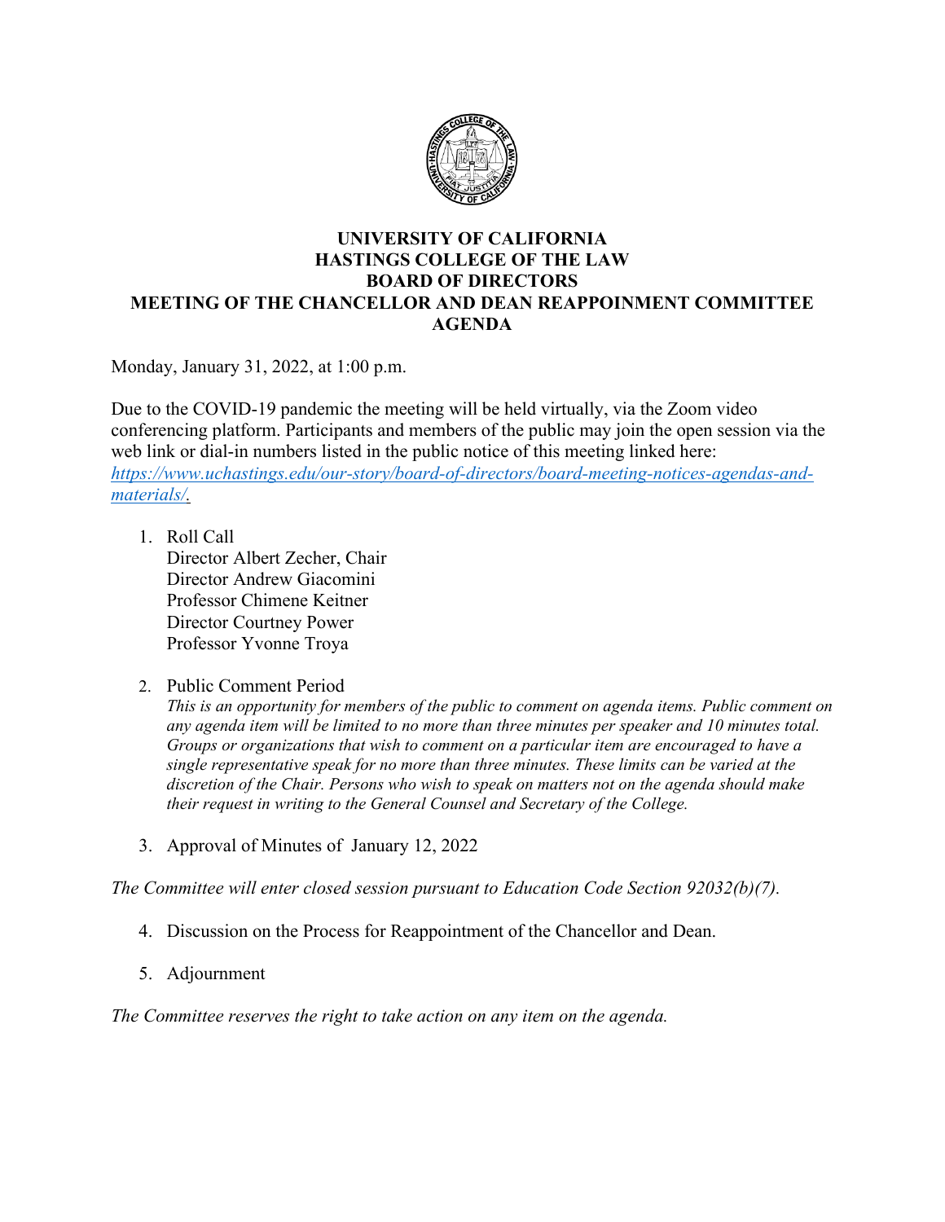# UNIVERSITY OF CALIFORNIA
# HASTINGS COLLEGE OF THE LAW
# BOARD OF DIRECTORS
# MEETING OF THE CHANCELLOR AND DEAN REAPPOINMENT COMMITTEE
# AGENDA

Monday, January 31, 2022, at 1:00 p.m.

Due to the COVID-19 pandemic the meeting will be held virtually, via the Zoom video conferencing platform. Participants and members of the public may join the open session via the web link or dial-in numbers listed in the public notice of this meeting linked here: *https://www.uchastings.edu/our-story/board-of-directors/board-meeting-notices-agendas-and-materials/.*

1. Roll Call
   Director Albert Zecher, Chair
   Director Andrew Giacomini
   Professor Chimene Keitner
   Director Courtney Power
   Professor Yvonne Troya

2. Public Comment Period
   *This is an opportunity for members of the public to comment on agenda items. Public comment on any agenda item will be limited to no more than three minutes per speaker and 10 minutes total. Groups or organizations that wish to comment on a particular item are encouraged to have a single representative speak for no more than three minutes. These limits can be varied at the discretion of the Chair. Persons who wish to speak on matters not on the agenda should make their request in writing to the General Counsel and Secretary of the College.*

3. Approval of Minutes of January 12, 2022

*The Committee will enter closed session pursuant to Education Code Section 92032(b)(7).*

4. Discussion on the Process for Reappointment of the Chancellor and Dean.

5. Adjournment

*The Committee reserves the right to take action on any item on the agenda.*